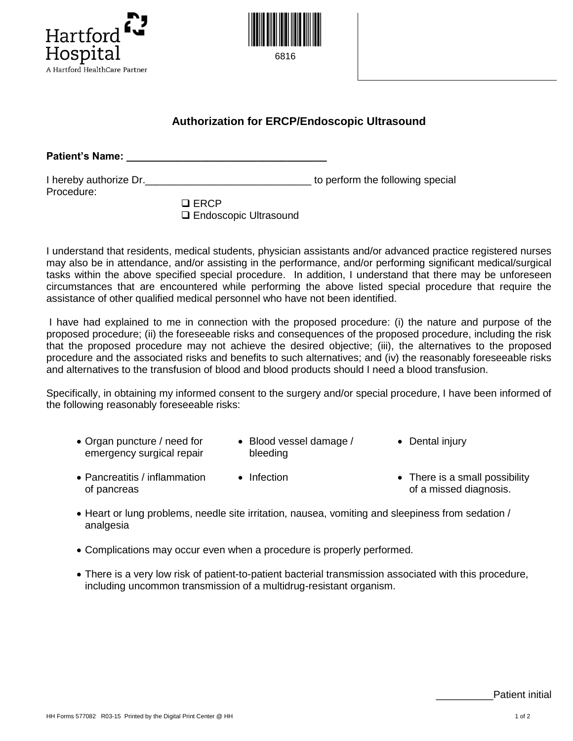Hartford Hospital
A Hartford HealthCare Partner

6816

## Authorization for ERCP/Endoscopic Ultrasound

**Patient's Name: ___________________________________**

I hereby authorize Dr.____________________________ to perform the following special Procedure:

- ❑ ERCP
- ❑ Endoscopic Ultrasound

I understand that residents, medical students, physician assistants and/or advanced practice registered nurses may also be in attendance, and/or assisting in the performance, and/or performing significant medical/surgical tasks within the above specified special procedure. In addition, I understand that there may be unforeseen circumstances that are encountered while performing the above listed special procedure that require the assistance of other qualified medical personnel who have not been identified.

I have had explained to me in connection with the proposed procedure: (i) the nature and purpose of the proposed procedure; (ii) the foreseeable risks and consequences of the proposed procedure, including the risk that the proposed procedure may not achieve the desired objective; (iii), the alternatives to the proposed procedure and the associated risks and benefits to such alternatives; and (iv) the reasonably foreseeable risks and alternatives to the transfusion of blood and blood products should I need a blood transfusion.

Specifically, in obtaining my informed consent to the surgery and/or special procedure, I have been informed of the following reasonably foreseeable risks:

- Organ puncture / need for emergency surgical repair
- Blood vessel damage / bleeding
- Dental injury
- Pancreatitis / inflammation of pancreas
- Infection
- There is a small possibility of a missed diagnosis.
- Heart or lung problems, needle site irritation, nausea, vomiting and sleepiness from sedation / analgesia
- Complications may occur even when a procedure is properly performed.
- There is a very low risk of patient-to-patient bacterial transmission associated with this procedure, including uncommon transmission of a multidrug-resistant organism.

__________Patient initial

HH Forms 577082 R03-15 Printed by the Digital Print Center @ HH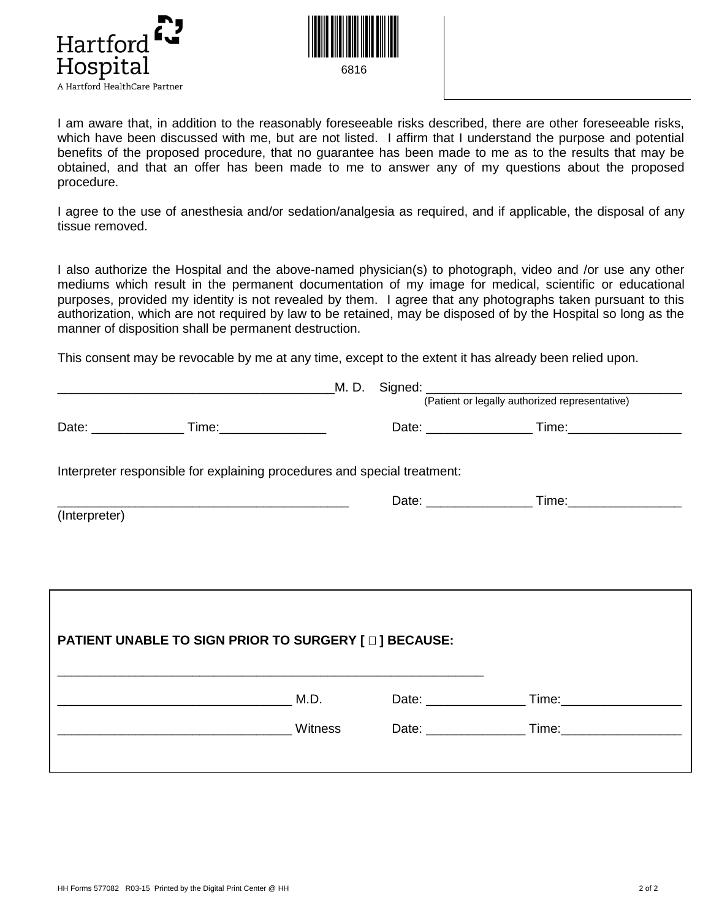Hartford Hospital
A Hartford HealthCare Partner

6816

I am aware that, in addition to the reasonably foreseeable risks described, there are other foreseeable risks, which have been discussed with me, but are not listed. I affirm that I understand the purpose and potential benefits of the proposed procedure, that no guarantee has been made to me as to the results that may be obtained, and that an offer has been made to me to answer any of my questions about the proposed procedure.

I agree to the use of anesthesia and/or sedation/analgesia as required, and if applicable, the disposal of any tissue removed.

I also authorize the Hospital and the above-named physician(s) to photograph, video and /or use any other mediums which result in the permanent documentation of my image for medical, scientific or educational purposes, provided my identity is not revealed by them. I agree that any photographs taken pursuant to this authorization, which are not required by law to be retained, may be disposed of by the Hospital so long as the manner of disposition shall be permanent destruction.

This consent may be revocable by me at any time, except to the extent it has already been relied upon.

______________________________________M. D. Signed: ___________________________________
(Patient or legally authorized representative)

Date: ____________ Time:______________ Date: ______________ Time:_______________

Interpreter responsible for explaining procedures and special treatment:

________________________________________ Date: ______________ Time:_______________
(Interpreter)

**PATIENT UNABLE TO SIGN PRIOR TO SURGERY [ ☐ ] BECAUSE:**

__________________________________________________________

________________________________ M.D. Date: _____________ Time:________________

________________________________ Witness Date: _____________ Time:________________

HH Forms 577082 R03-15 Printed by the Digital Print Center @ HH